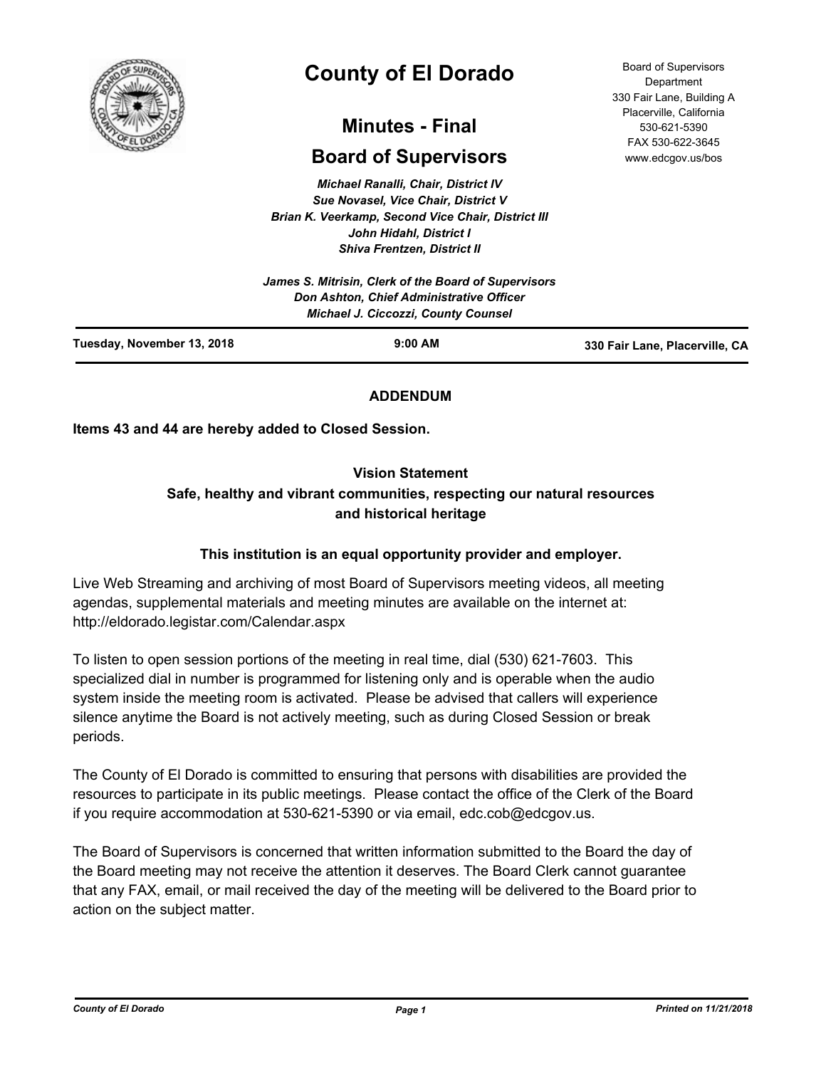# County of El Dorado

## Minutes - Final

## Board of Supervisors

Board of Supervisors Department
330 Fair Lane, Building A
Placerville, California
530-621-5390
FAX 530-622-3645
www.edcgov.us/bos

*Michael Ranalli, Chair, District IV*
*Sue Novasel, Vice Chair, District V*
*Brian K. Veerkamp, Second Vice Chair, District III*
*John Hidahl, District I*
*Shiva Frentzen, District II*

*James S. Mitrisin, Clerk of the Board of Supervisors*
*Don Ashton, Chief Administrative Officer*
*Michael J. Ciccozzi, County Counsel*

**Tuesday, November 13, 2018** | **9:00 AM** | **330 Fair Lane, Placerville, CA**

**ADDENDUM**

**Items 43 and 44 are hereby added to Closed Session.**

**Vision Statement**
**Safe, healthy and vibrant communities, respecting our natural resources and historical heritage**

**This institution is an equal opportunity provider and employer.**

Live Web Streaming and archiving of most Board of Supervisors meeting videos, all meeting agendas, supplemental materials and meeting minutes are available on the internet at: http://eldorado.legistar.com/Calendar.aspx

To listen to open session portions of the meeting in real time, dial (530) 621-7603. This specialized dial in number is programmed for listening only and is operable when the audio system inside the meeting room is activated. Please be advised that callers will experience silence anytime the Board is not actively meeting, such as during Closed Session or break periods.

The County of El Dorado is committed to ensuring that persons with disabilities are provided the resources to participate in its public meetings. Please contact the office of the Clerk of the Board if you require accommodation at 530-621-5390 or via email, edc.cob@edcgov.us.

The Board of Supervisors is concerned that written information submitted to the Board the day of the Board meeting may not receive the attention it deserves. The Board Clerk cannot guarantee that any FAX, email, or mail received the day of the meeting will be delivered to the Board prior to action on the subject matter.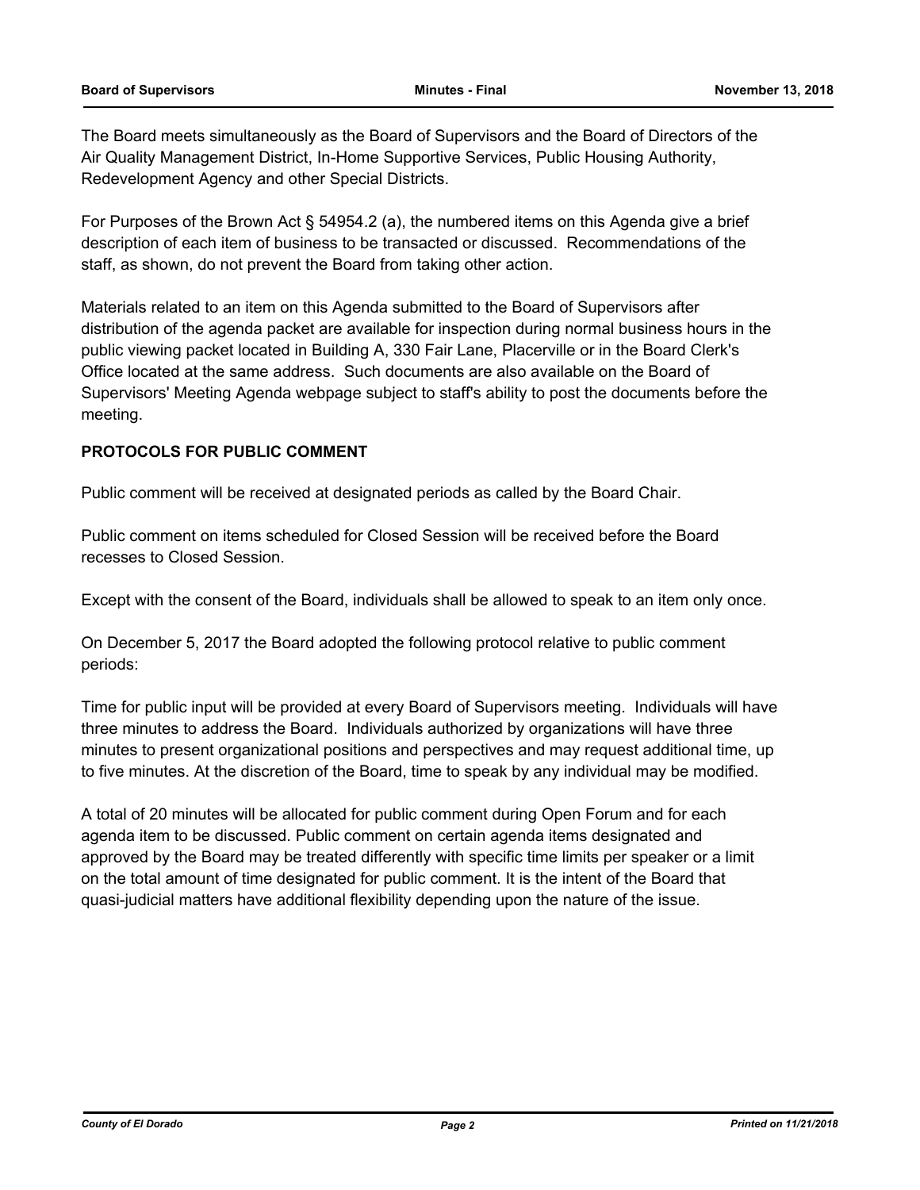The Board meets simultaneously as the Board of Supervisors and the Board of Directors of the Air Quality Management District, In-Home Supportive Services, Public Housing Authority, Redevelopment Agency and other Special Districts.

For Purposes of the Brown Act § 54954.2 (a), the numbered items on this Agenda give a brief description of each item of business to be transacted or discussed. Recommendations of the staff, as shown, do not prevent the Board from taking other action.

Materials related to an item on this Agenda submitted to the Board of Supervisors after distribution of the agenda packet are available for inspection during normal business hours in the public viewing packet located in Building A, 330 Fair Lane, Placerville or in the Board Clerk's Office located at the same address. Such documents are also available on the Board of Supervisors' Meeting Agenda webpage subject to staff's ability to post the documents before the meeting.

**PROTOCOLS FOR PUBLIC COMMENT**

Public comment will be received at designated periods as called by the Board Chair.

Public comment on items scheduled for Closed Session will be received before the Board recesses to Closed Session.

Except with the consent of the Board, individuals shall be allowed to speak to an item only once.

On December 5, 2017 the Board adopted the following protocol relative to public comment periods:

Time for public input will be provided at every Board of Supervisors meeting. Individuals will have three minutes to address the Board. Individuals authorized by organizations will have three minutes to present organizational positions and perspectives and may request additional time, up to five minutes. At the discretion of the Board, time to speak by any individual may be modified.

A total of 20 minutes will be allocated for public comment during Open Forum and for each agenda item to be discussed. Public comment on certain agenda items designated and approved by the Board may be treated differently with specific time limits per speaker or a limit on the total amount of time designated for public comment. It is the intent of the Board that quasi-judicial matters have additional flexibility depending upon the nature of the issue.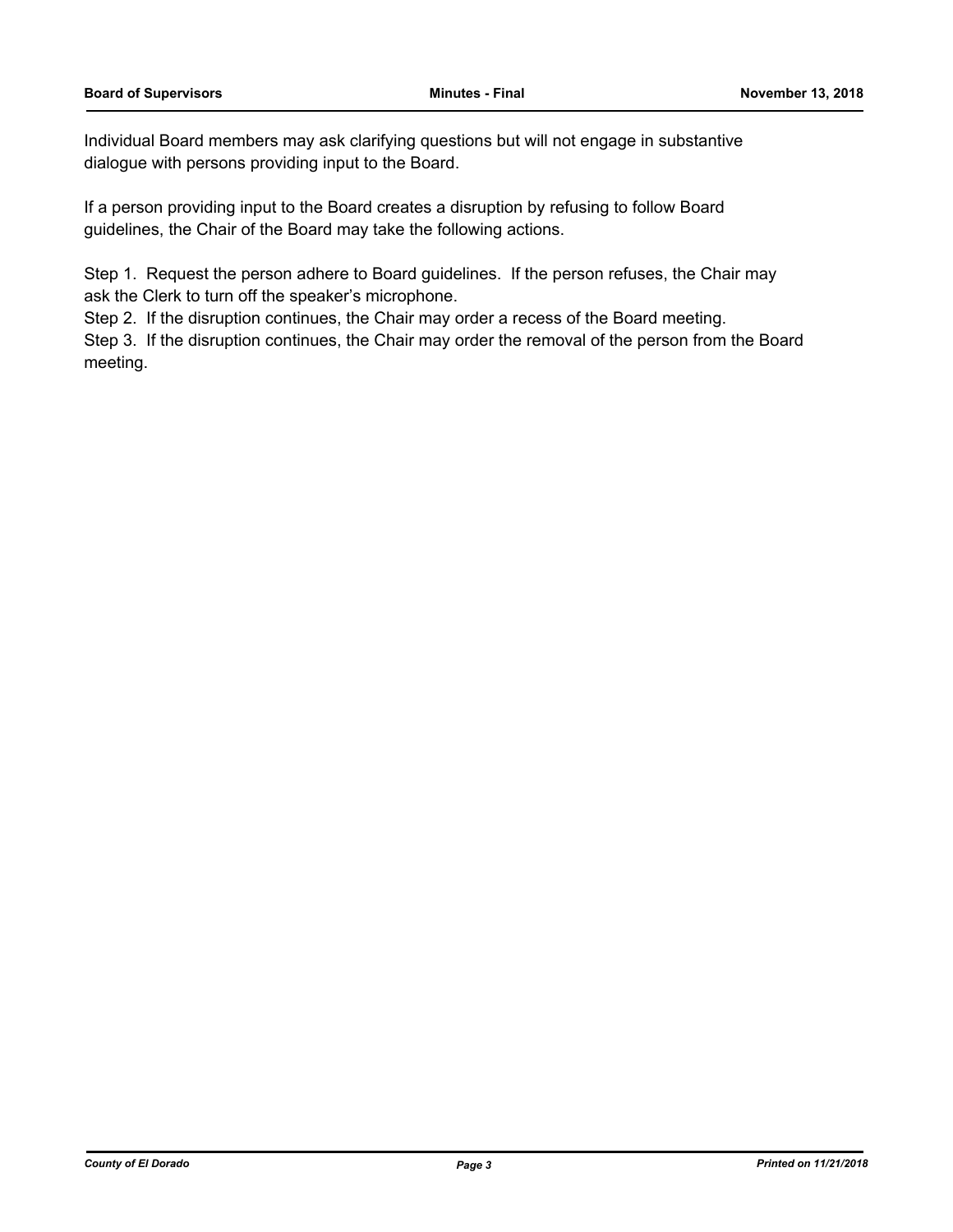Individual Board members may ask clarifying questions but will not engage in substantive dialogue with persons providing input to the Board.

If a person providing input to the Board creates a disruption by refusing to follow Board guidelines, the Chair of the Board may take the following actions.

Step 1. Request the person adhere to Board guidelines. If the person refuses, the Chair may ask the Clerk to turn off the speaker's microphone.
Step 2. If the disruption continues, the Chair may order a recess of the Board meeting.
Step 3. If the disruption continues, the Chair may order the removal of the person from the Board meeting.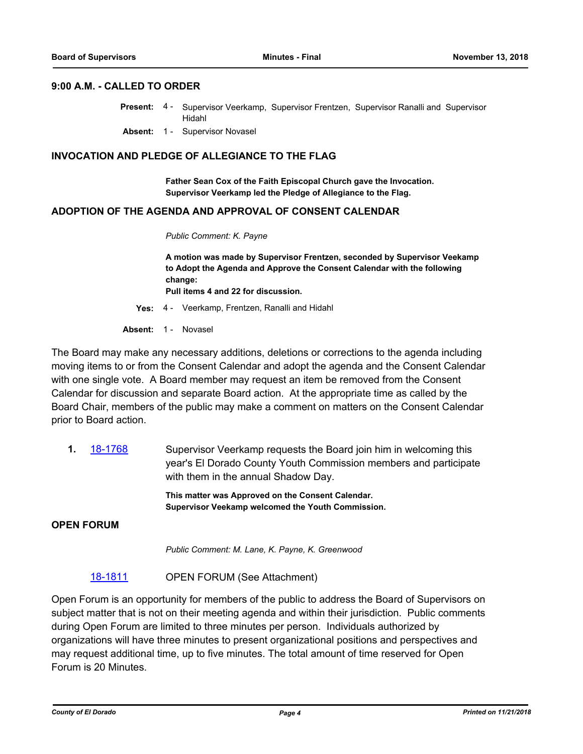## 9:00 A.M. - CALLED TO ORDER

**Present:** 4 - Supervisor Veerkamp, Supervisor Frentzen, Supervisor Ranalli and Supervisor Hidahl

**Absent:** 1 - Supervisor Novasel

## INVOCATION AND PLEDGE OF ALLEGIANCE TO THE FLAG

**Father Sean Cox of the Faith Episcopal Church gave the Invocation.**
**Supervisor Veerkamp led the Pledge of Allegiance to the Flag.**

## ADOPTION OF THE AGENDA AND APPROVAL OF CONSENT CALENDAR

*Public Comment: K. Payne*

**A motion was made by Supervisor Frentzen, seconded by Supervisor Veekamp to Adopt the Agenda and Approve the Consent Calendar with the following change:**
**Pull items 4 and 22 for discussion.**

**Yes:** 4 - Veerkamp, Frentzen, Ranalli and Hidahl

**Absent:** 1 - Novasel

The Board may make any necessary additions, deletions or corrections to the agenda including moving items to or from the Consent Calendar and adopt the agenda and the Consent Calendar with one single vote. A Board member may request an item be removed from the Consent Calendar for discussion and separate Board action. At the appropriate time as called by the Board Chair, members of the public may make a comment on matters on the Consent Calendar prior to Board action.

**1.** 18-1768 Supervisor Veerkamp requests the Board join him in welcoming this year's El Dorado County Youth Commission members and participate with them in the annual Shadow Day.

**This matter was Approved on the Consent Calendar.**
**Supervisor Veekamp welcomed the Youth Commission.**

## OPEN FORUM

*Public Comment: M. Lane, K. Payne, K. Greenwood*

18-1811 OPEN FORUM (See Attachment)

Open Forum is an opportunity for members of the public to address the Board of Supervisors on subject matter that is not on their meeting agenda and within their jurisdiction. Public comments during Open Forum are limited to three minutes per person. Individuals authorized by organizations will have three minutes to present organizational positions and perspectives and may request additional time, up to five minutes. The total amount of time reserved for Open Forum is 20 Minutes.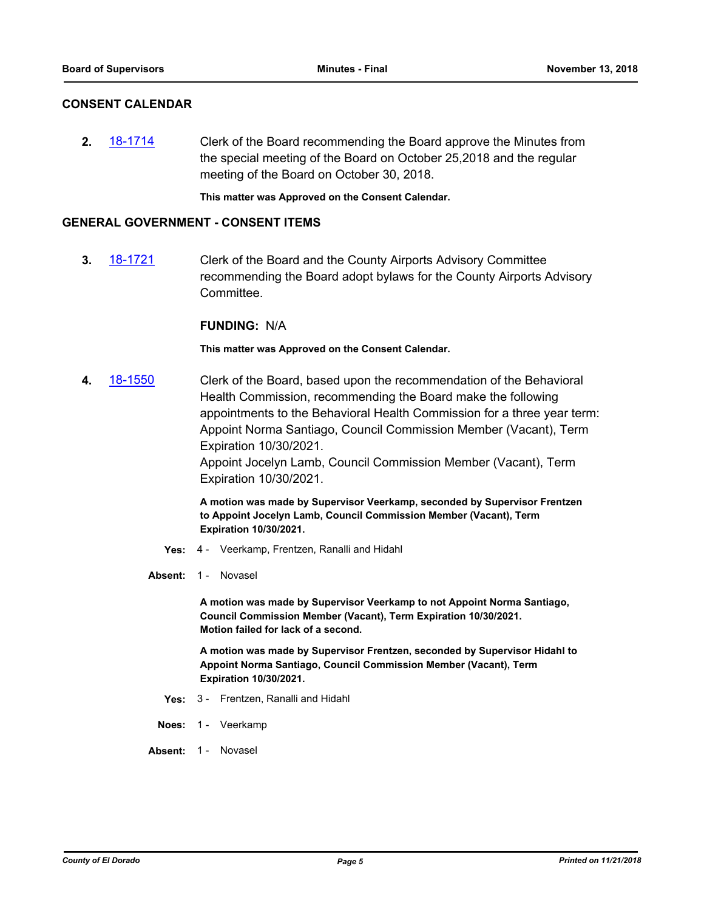## CONSENT CALENDAR

**2.** [18-1714] Clerk of the Board recommending the Board approve the Minutes from the special meeting of the Board on October 25,2018 and the regular meeting of the Board on October 30, 2018.

**This matter was Approved on the Consent Calendar.**

## GENERAL GOVERNMENT - CONSENT ITEMS

**3.** [18-1721] Clerk of the Board and the County Airports Advisory Committee recommending the Board adopt bylaws for the County Airports Advisory Committee.

**FUNDING:** N/A

**This matter was Approved on the Consent Calendar.**

**4.** [18-1550] Clerk of the Board, based upon the recommendation of the Behavioral Health Commission, recommending the Board make the following appointments to the Behavioral Health Commission for a three year term:
Appoint Norma Santiago, Council Commission Member (Vacant), Term Expiration 10/30/2021.
Appoint Jocelyn Lamb, Council Commission Member (Vacant), Term Expiration 10/30/2021.

**A motion was made by Supervisor Veerkamp, seconded by Supervisor Frentzen to Appoint Jocelyn Lamb, Council Commission Member (Vacant), Term Expiration 10/30/2021.**

**Yes:** 4 - Veerkamp, Frentzen, Ranalli and Hidahl

**Absent:** 1 - Novasel

**A motion was made by Supervisor Veerkamp to not Appoint Norma Santiago, Council Commission Member (Vacant), Term Expiration 10/30/2021. Motion failed for lack of a second.**

**A motion was made by Supervisor Frentzen, seconded by Supervisor Hidahl to Appoint Norma Santiago, Council Commission Member (Vacant), Term Expiration 10/30/2021.**

**Yes:** 3 - Frentzen, Ranalli and Hidahl

**Noes:** 1 - Veerkamp

**Absent:** 1 - Novasel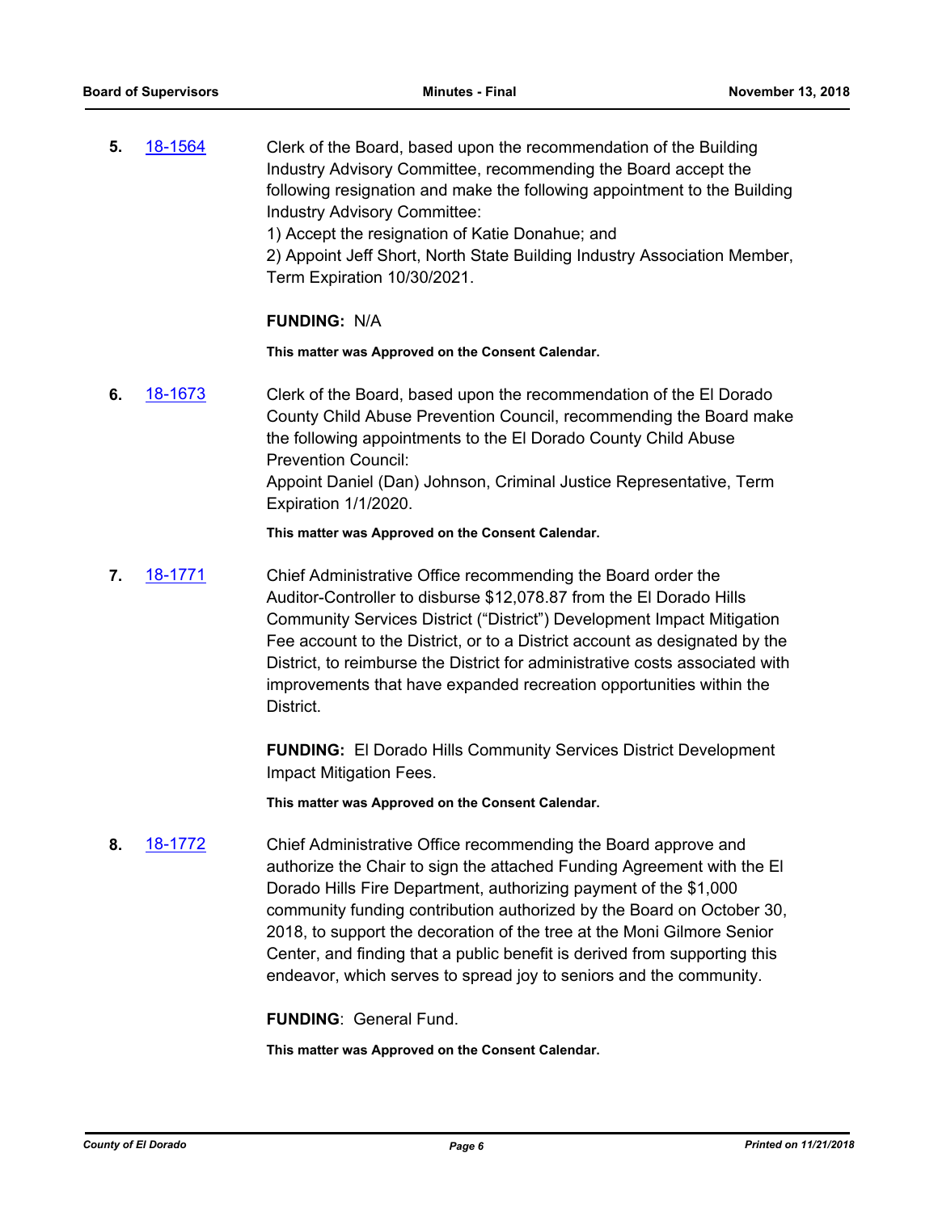**5.** 18-1564 Clerk of the Board, based upon the recommendation of the Building Industry Advisory Committee, recommending the Board accept the following resignation and make the following appointment to the Building Industry Advisory Committee:

1) Accept the resignation of Katie Donahue; and

2) Appoint Jeff Short, North State Building Industry Association Member, Term Expiration 10/30/2021.

**FUNDING:** N/A

**This matter was Approved on the Consent Calendar.**

**6.** 18-1673 Clerk of the Board, based upon the recommendation of the El Dorado County Child Abuse Prevention Council, recommending the Board make the following appointments to the El Dorado County Child Abuse Prevention Council:

Appoint Daniel (Dan) Johnson, Criminal Justice Representative, Term Expiration 1/1/2020.

**This matter was Approved on the Consent Calendar.**

**7.** 18-1771 Chief Administrative Office recommending the Board order the Auditor-Controller to disburse $12,078.87 from the El Dorado Hills Community Services District ("District") Development Impact Mitigation Fee account to the District, or to a District account as designated by the District, to reimburse the District for administrative costs associated with improvements that have expanded recreation opportunities within the District.

**FUNDING:** El Dorado Hills Community Services District Development Impact Mitigation Fees.

**This matter was Approved on the Consent Calendar.**

**8.** 18-1772 Chief Administrative Office recommending the Board approve and authorize the Chair to sign the attached Funding Agreement with the El Dorado Hills Fire Department, authorizing payment of the $1,000 community funding contribution authorized by the Board on October 30, 2018, to support the decoration of the tree at the Moni Gilmore Senior Center, and finding that a public benefit is derived from supporting this endeavor, which serves to spread joy to seniors and the community.

**FUNDING**: General Fund.

**This matter was Approved on the Consent Calendar.**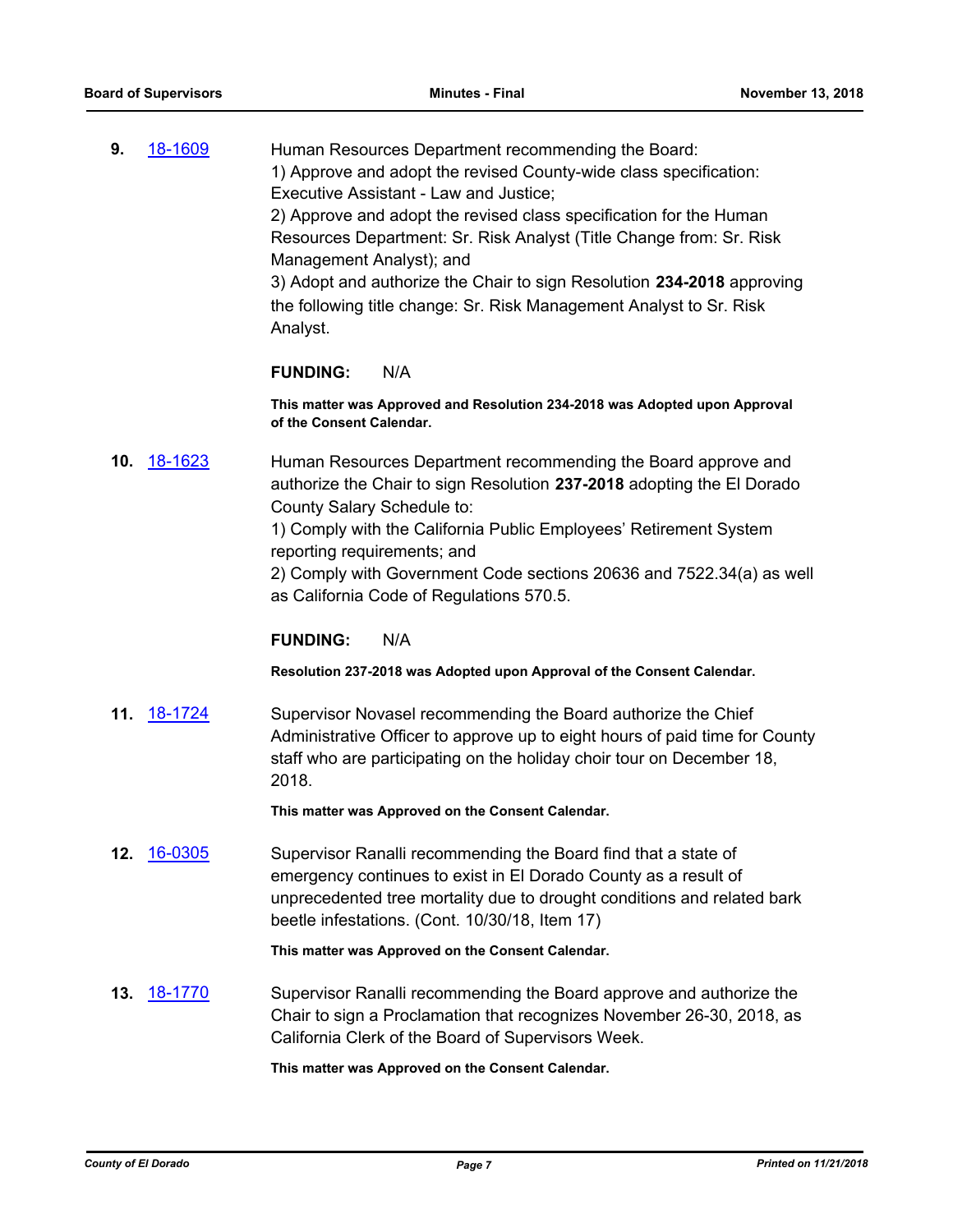**9.** 18-1609 Human Resources Department recommending the Board:
1) Approve and adopt the revised County-wide class specification: Executive Assistant - Law and Justice;
2) Approve and adopt the revised class specification for the Human Resources Department: Sr. Risk Analyst (Title Change from: Sr. Risk Management Analyst); and
3) Adopt and authorize the Chair to sign Resolution **234-2018** approving the following title change: Sr. Risk Management Analyst to Sr. Risk Analyst.

**FUNDING:** N/A

**This matter was Approved and Resolution 234-2018 was Adopted upon Approval of the Consent Calendar.**

**10.** 18-1623 Human Resources Department recommending the Board approve and authorize the Chair to sign Resolution **237-2018** adopting the El Dorado County Salary Schedule to:
1) Comply with the California Public Employees' Retirement System reporting requirements; and
2) Comply with Government Code sections 20636 and 7522.34(a) as well as California Code of Regulations 570.5.

**FUNDING:** N/A

**Resolution 237-2018 was Adopted upon Approval of the Consent Calendar.**

**11.** 18-1724 Supervisor Novasel recommending the Board authorize the Chief Administrative Officer to approve up to eight hours of paid time for County staff who are participating on the holiday choir tour on December 18, 2018.

**This matter was Approved on the Consent Calendar.**

**12.** 16-0305 Supervisor Ranalli recommending the Board find that a state of emergency continues to exist in El Dorado County as a result of unprecedented tree mortality due to drought conditions and related bark beetle infestations. (Cont. 10/30/18, Item 17)

**This matter was Approved on the Consent Calendar.**

**13.** 18-1770 Supervisor Ranalli recommending the Board approve and authorize the Chair to sign a Proclamation that recognizes November 26-30, 2018, as California Clerk of the Board of Supervisors Week.

**This matter was Approved on the Consent Calendar.**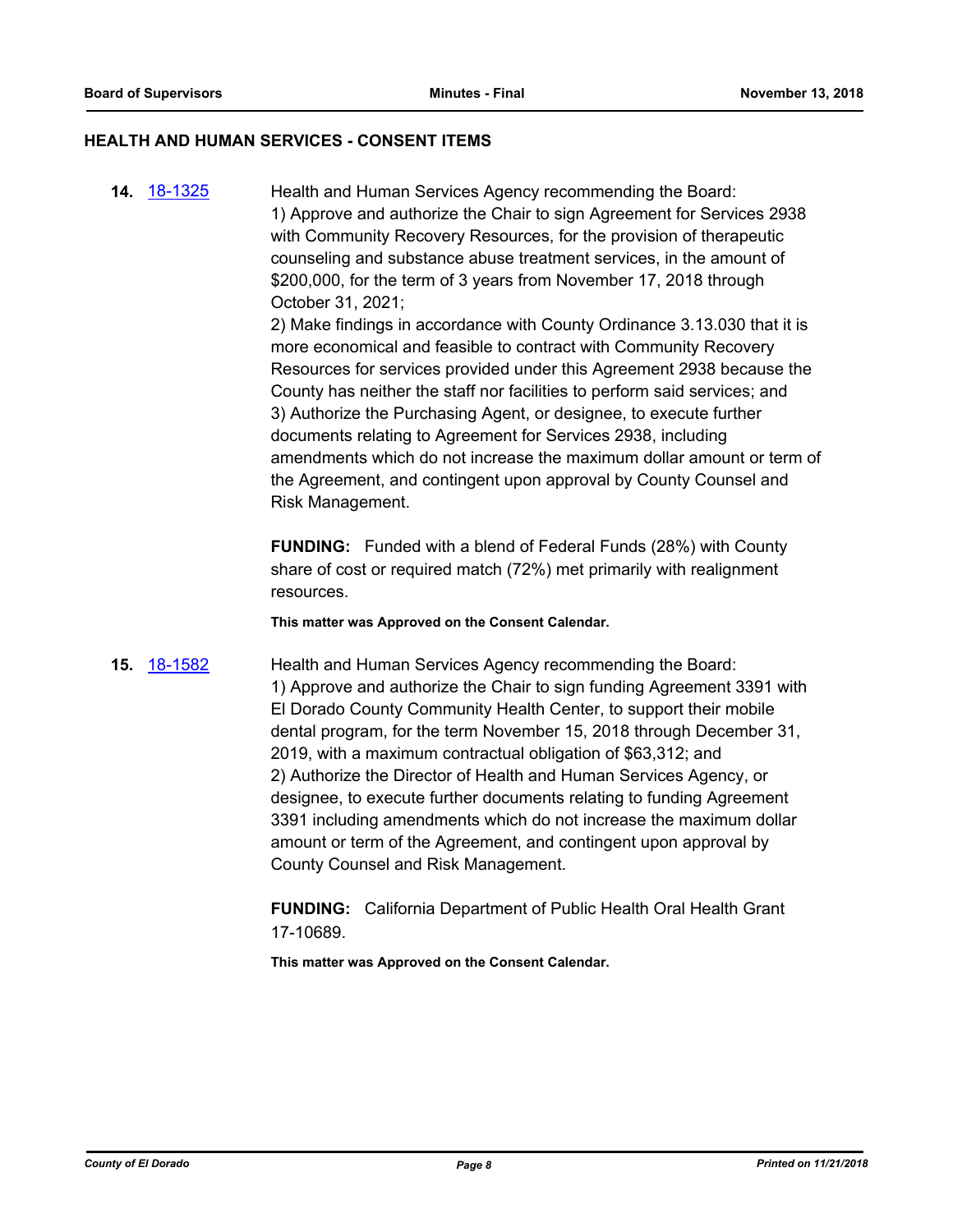## HEALTH AND HUMAN SERVICES - CONSENT ITEMS

**14.** [18-1325]

Health and Human Services Agency recommending the Board:
1) Approve and authorize the Chair to sign Agreement for Services 2938 with Community Recovery Resources, for the provision of therapeutic counseling and substance abuse treatment services, in the amount of $200,000, for the term of 3 years from November 17, 2018 through October 31, 2021;
2) Make findings in accordance with County Ordinance 3.13.030 that it is more economical and feasible to contract with Community Recovery Resources for services provided under this Agreement 2938 because the County has neither the staff nor facilities to perform said services; and
3) Authorize the Purchasing Agent, or designee, to execute further documents relating to Agreement for Services 2938, including amendments which do not increase the maximum dollar amount or term of the Agreement, and contingent upon approval by County Counsel and Risk Management.

**FUNDING:** Funded with a blend of Federal Funds (28%) with County share of cost or required match (72%) met primarily with realignment resources.

**This matter was Approved on the Consent Calendar.**

**15.** [18-1582]

Health and Human Services Agency recommending the Board:
1) Approve and authorize the Chair to sign funding Agreement 3391 with El Dorado County Community Health Center, to support their mobile dental program, for the term November 15, 2018 through December 31, 2019, with a maximum contractual obligation of $63,312; and
2) Authorize the Director of Health and Human Services Agency, or designee, to execute further documents relating to funding Agreement 3391 including amendments which do not increase the maximum dollar amount or term of the Agreement, and contingent upon approval by County Counsel and Risk Management.

**FUNDING:** California Department of Public Health Oral Health Grant 17-10689.

**This matter was Approved on the Consent Calendar.**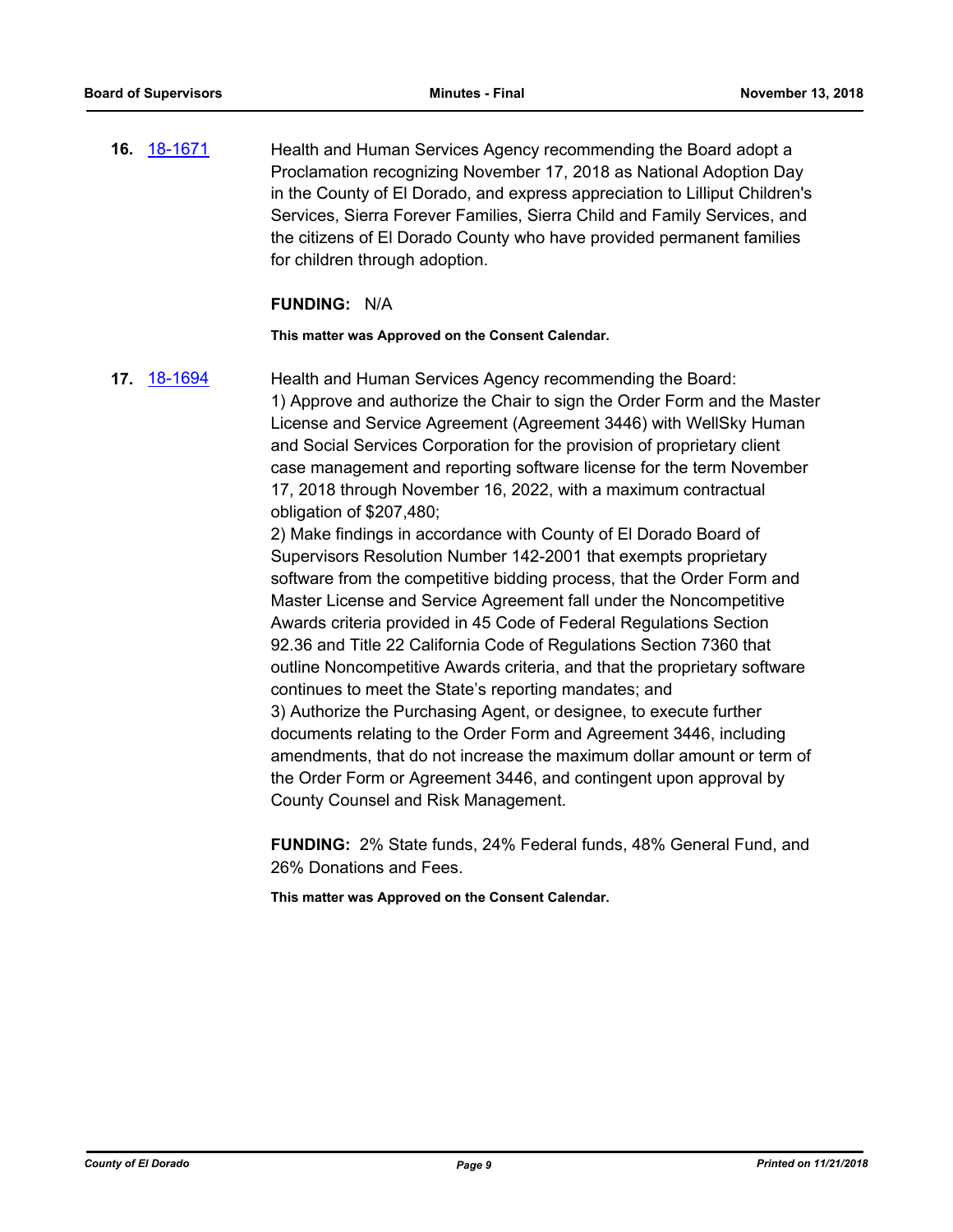**16.** [18-1671](18-1671)

Health and Human Services Agency recommending the Board adopt a Proclamation recognizing November 17, 2018 as National Adoption Day in the County of El Dorado, and express appreciation to Lilliput Children's Services, Sierra Forever Families, Sierra Child and Family Services, and the citizens of El Dorado County who have provided permanent families for children through adoption.

**FUNDING:** N/A

**This matter was Approved on the Consent Calendar.**

**17.** [18-1694](18-1694)

Health and Human Services Agency recommending the Board:

1) Approve and authorize the Chair to sign the Order Form and the Master License and Service Agreement (Agreement 3446) with WellSky Human and Social Services Corporation for the provision of proprietary client case management and reporting software license for the term November 17, 2018 through November 16, 2022, with a maximum contractual obligation of $207,480;

2) Make findings in accordance with County of El Dorado Board of Supervisors Resolution Number 142-2001 that exempts proprietary software from the competitive bidding process, that the Order Form and Master License and Service Agreement fall under the Noncompetitive Awards criteria provided in 45 Code of Federal Regulations Section 92.36 and Title 22 California Code of Regulations Section 7360 that outline Noncompetitive Awards criteria, and that the proprietary software continues to meet the State's reporting mandates; and

3) Authorize the Purchasing Agent, or designee, to execute further documents relating to the Order Form and Agreement 3446, including amendments, that do not increase the maximum dollar amount or term of the Order Form or Agreement 3446, and contingent upon approval by County Counsel and Risk Management.

**FUNDING:** 2% State funds, 24% Federal funds, 48% General Fund, and 26% Donations and Fees.

**This matter was Approved on the Consent Calendar.**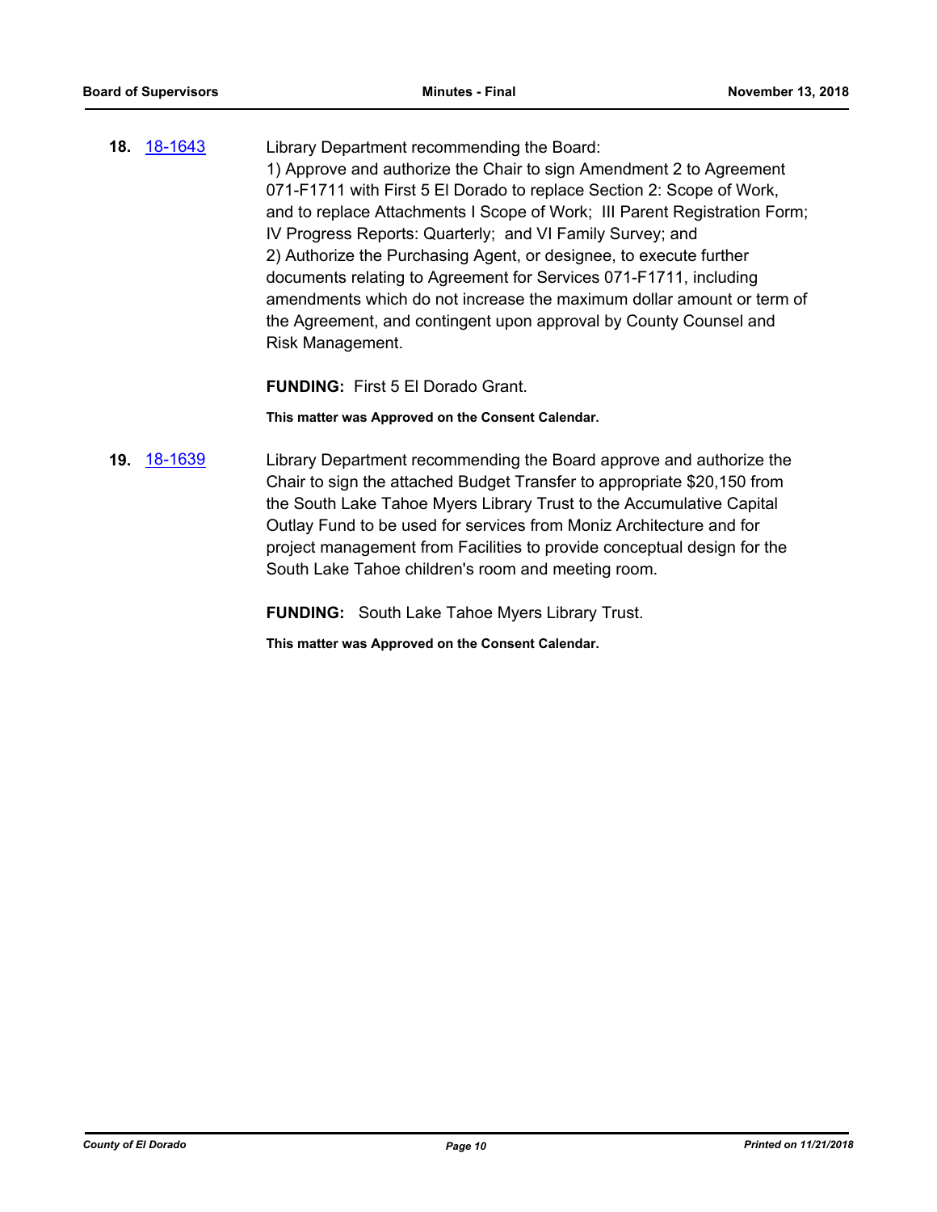**18.** [18-1643](18-1643)

Library Department recommending the Board:
1) Approve and authorize the Chair to sign Amendment 2 to Agreement 071-F1711 with First 5 El Dorado to replace Section 2: Scope of Work, and to replace Attachments I Scope of Work;  III Parent Registration Form; IV Progress Reports: Quarterly;  and VI Family Survey; and
2) Authorize the Purchasing Agent, or designee, to execute further documents relating to Agreement for Services 071-F1711, including amendments which do not increase the maximum dollar amount or term of the Agreement, and contingent upon approval by County Counsel and Risk Management.

**FUNDING:** First 5 El Dorado Grant.

**This matter was Approved on the Consent Calendar.**

**19.** [18-1639](18-1639)

Library Department recommending the Board approve and authorize the Chair to sign the attached Budget Transfer to appropriate $20,150 from the South Lake Tahoe Myers Library Trust to the Accumulative Capital Outlay Fund to be used for services from Moniz Architecture and for project management from Facilities to provide conceptual design for the South Lake Tahoe children's room and meeting room.

**FUNDING:** South Lake Tahoe Myers Library Trust.

**This matter was Approved on the Consent Calendar.**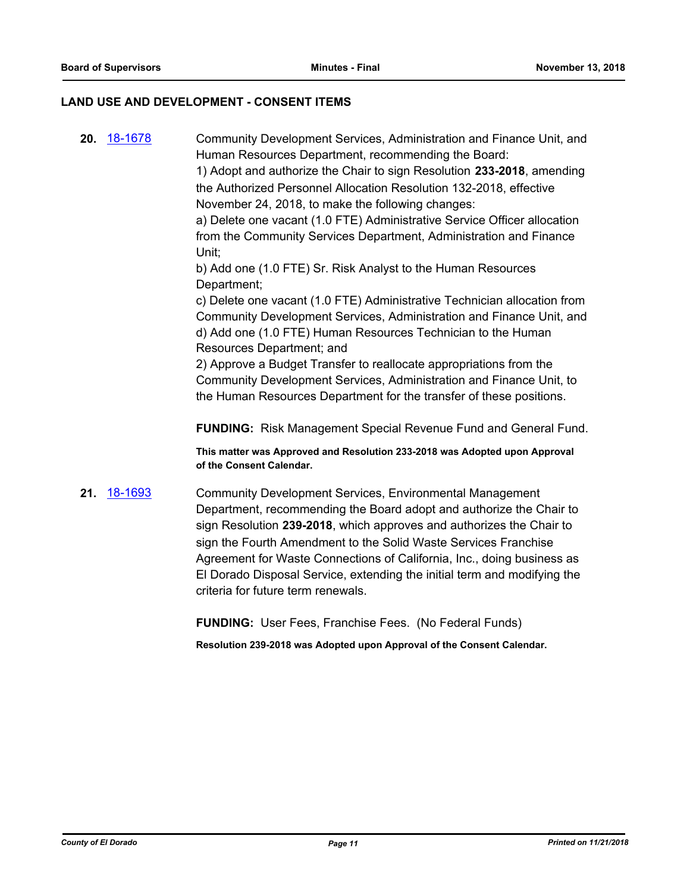## LAND USE AND DEVELOPMENT - CONSENT ITEMS

**20.** 18-1678

Community Development Services, Administration and Finance Unit, and Human Resources Department, recommending the Board:

1) Adopt and authorize the Chair to sign Resolution **233-2018**, amending the Authorized Personnel Allocation Resolution 132-2018, effective November 24, 2018, to make the following changes:

a) Delete one vacant (1.0 FTE) Administrative Service Officer allocation from the Community Services Department, Administration and Finance Unit;

b) Add one (1.0 FTE) Sr. Risk Analyst to the Human Resources Department;

c) Delete one vacant (1.0 FTE) Administrative Technician allocation from Community Development Services, Administration and Finance Unit, and

d) Add one (1.0 FTE) Human Resources Technician to the Human Resources Department; and

2) Approve a Budget Transfer to reallocate appropriations from the Community Development Services, Administration and Finance Unit, to the Human Resources Department for the transfer of these positions.

**FUNDING:** Risk Management Special Revenue Fund and General Fund.

**This matter was Approved and Resolution 233-2018 was Adopted upon Approval of the Consent Calendar.**

**21.** 18-1693

Community Development Services, Environmental Management Department, recommending the Board adopt and authorize the Chair to sign Resolution **239-2018**, which approves and authorizes the Chair to sign the Fourth Amendment to the Solid Waste Services Franchise Agreement for Waste Connections of California, Inc., doing business as El Dorado Disposal Service, extending the initial term and modifying the criteria for future term renewals.

**FUNDING:** User Fees, Franchise Fees. (No Federal Funds)

**Resolution 239-2018 was Adopted upon Approval of the Consent Calendar.**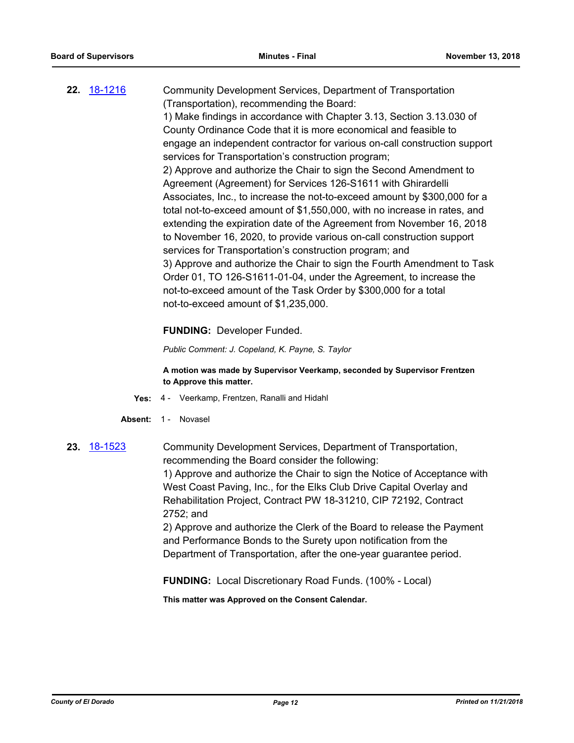**22.** [18-1216](18-1216)

Community Development Services, Department of Transportation (Transportation), recommending the Board:

1) Make findings in accordance with Chapter 3.13, Section 3.13.030 of County Ordinance Code that it is more economical and feasible to engage an independent contractor for various on-call construction support services for Transportation's construction program;

2) Approve and authorize the Chair to sign the Second Amendment to Agreement (Agreement) for Services 126-S1611 with Ghirardelli Associates, Inc., to increase the not-to-exceed amount by $300,000 for a total not-to-exceed amount of $1,550,000, with no increase in rates, and extending the expiration date of the Agreement from November 16, 2018 to November 16, 2020, to provide various on-call construction support services for Transportation's construction program; and

3) Approve and authorize the Chair to sign the Fourth Amendment to Task Order 01, TO 126-S1611-01-04, under the Agreement, to increase the not-to-exceed amount of the Task Order by $300,000 for a total not-to-exceed amount of $1,235,000.

**FUNDING:** Developer Funded.

*Public Comment: J. Copeland, K. Payne, S. Taylor*

**A motion was made by Supervisor Veerkamp, seconded by Supervisor Frentzen to Approve this matter.**

**Yes:** 4 - Veerkamp, Frentzen, Ranalli and Hidahl

**Absent:** 1 - Novasel

**23.** [18-1523](18-1523)

Community Development Services, Department of Transportation, recommending the Board consider the following:

1) Approve and authorize the Chair to sign the Notice of Acceptance with West Coast Paving, Inc., for the Elks Club Drive Capital Overlay and Rehabilitation Project, Contract PW 18-31210, CIP 72192, Contract 2752; and

2) Approve and authorize the Clerk of the Board to release the Payment and Performance Bonds to the Surety upon notification from the Department of Transportation, after the one-year guarantee period.

**FUNDING:** Local Discretionary Road Funds. (100% - Local)

**This matter was Approved on the Consent Calendar.**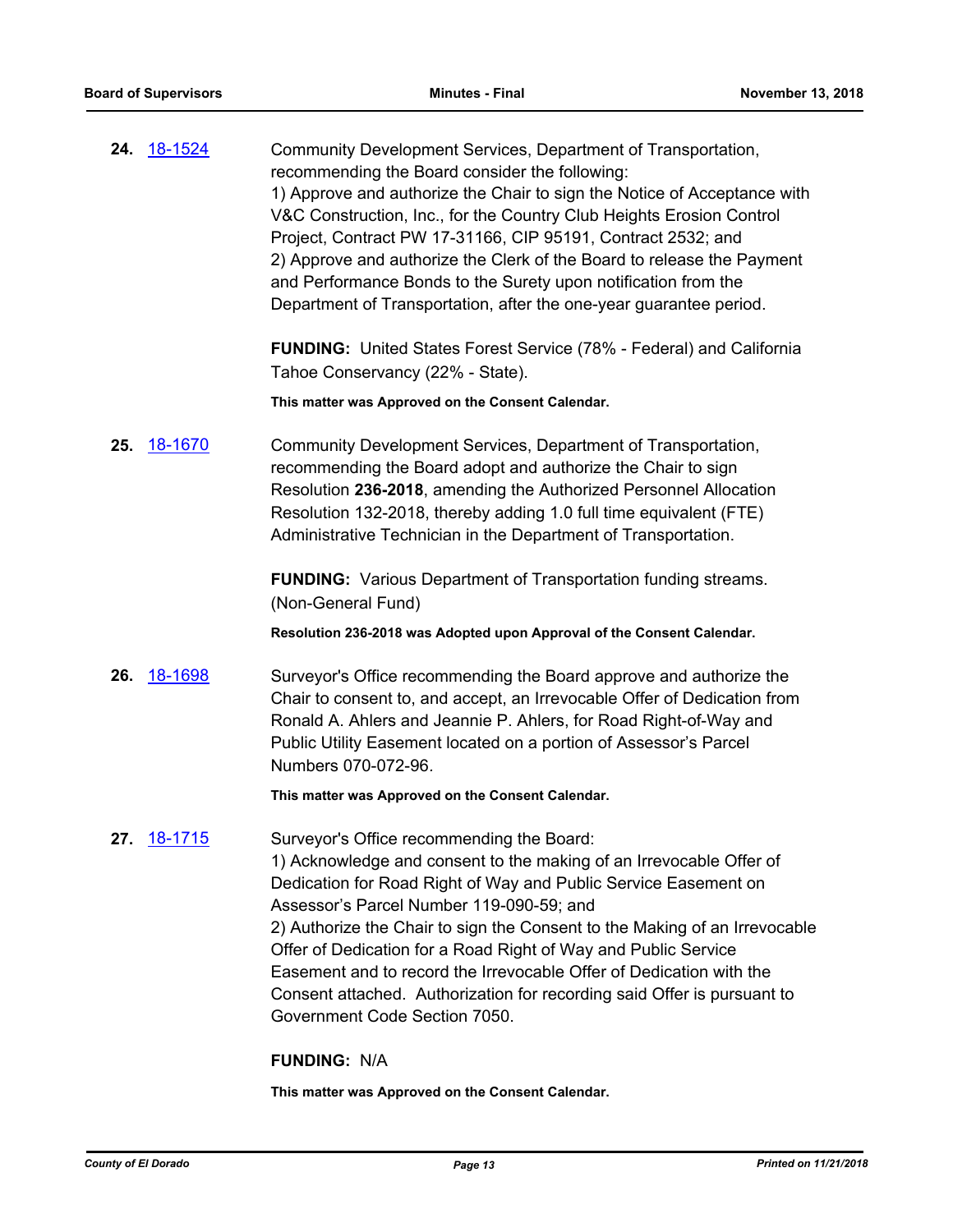**24.** 18-1524

Community Development Services, Department of Transportation, recommending the Board consider the following:
1) Approve and authorize the Chair to sign the Notice of Acceptance with V&C Construction, Inc., for the Country Club Heights Erosion Control Project, Contract PW 17-31166, CIP 95191, Contract 2532; and
2) Approve and authorize the Clerk of the Board to release the Payment and Performance Bonds to the Surety upon notification from the Department of Transportation, after the one-year guarantee period.

**FUNDING:** United States Forest Service (78% - Federal) and California Tahoe Conservancy (22% - State).

**This matter was Approved on the Consent Calendar.**

**25.** 18-1670

Community Development Services, Department of Transportation, recommending the Board adopt and authorize the Chair to sign Resolution **236-2018**, amending the Authorized Personnel Allocation Resolution 132-2018, thereby adding 1.0 full time equivalent (FTE) Administrative Technician in the Department of Transportation.

**FUNDING:** Various Department of Transportation funding streams. (Non-General Fund)

**Resolution 236-2018 was Adopted upon Approval of the Consent Calendar.**

**26.** 18-1698

Surveyor's Office recommending the Board approve and authorize the Chair to consent to, and accept, an Irrevocable Offer of Dedication from Ronald A. Ahlers and Jeannie P. Ahlers, for Road Right-of-Way and Public Utility Easement located on a portion of Assessor's Parcel Numbers 070-072-96.

**This matter was Approved on the Consent Calendar.**

**27.** 18-1715

Surveyor's Office recommending the Board:
1) Acknowledge and consent to the making of an Irrevocable Offer of Dedication for Road Right of Way and Public Service Easement on Assessor's Parcel Number 119-090-59; and
2) Authorize the Chair to sign the Consent to the Making of an Irrevocable Offer of Dedication for a Road Right of Way and Public Service Easement and to record the Irrevocable Offer of Dedication with the Consent attached. Authorization for recording said Offer is pursuant to Government Code Section 7050.

**FUNDING:** N/A

**This matter was Approved on the Consent Calendar.**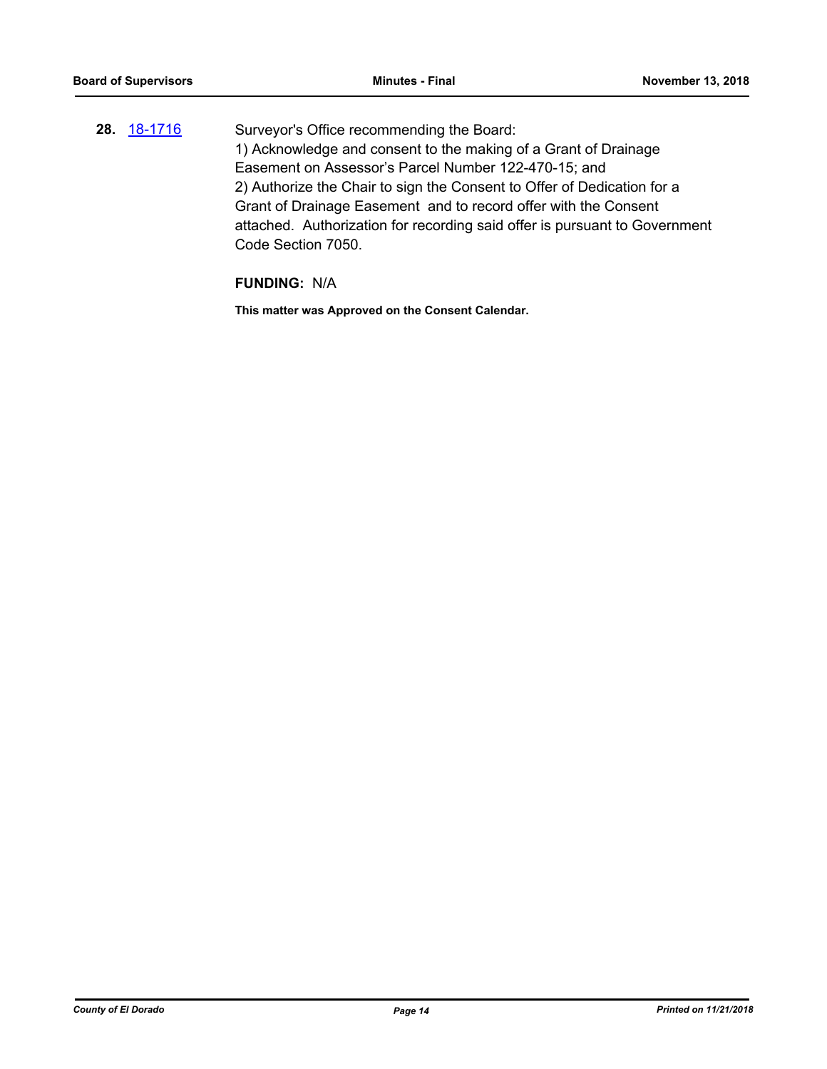**28.** [18-1716](18-1716)

Surveyor's Office recommending the Board:
1) Acknowledge and consent to the making of a Grant of Drainage Easement on Assessor's Parcel Number 122-470-15; and
2) Authorize the Chair to sign the Consent to Offer of Dedication for a Grant of Drainage Easement and to record offer with the Consent attached. Authorization for recording said offer is pursuant to Government Code Section 7050.

**FUNDING:** N/A

**This matter was Approved on the Consent Calendar.**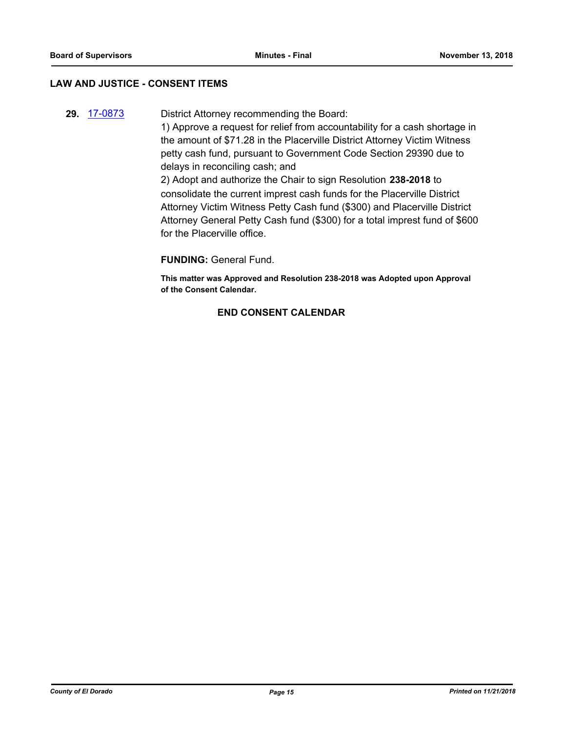## LAW AND JUSTICE - CONSENT ITEMS

**29.** [17-0873](17-0873) District Attorney recommending the Board:

1) Approve a request for relief from accountability for a cash shortage in the amount of $71.28 in the Placerville District Attorney Victim Witness petty cash fund, pursuant to Government Code Section 29390 due to delays in reconciling cash; and

2) Adopt and authorize the Chair to sign Resolution **238-2018** to consolidate the current imprest cash funds for the Placerville District Attorney Victim Witness Petty Cash fund ($300) and Placerville District Attorney General Petty Cash fund ($300) for a total imprest fund of $600 for the Placerville office.

**FUNDING:** General Fund.

**This matter was Approved and Resolution 238-2018 was Adopted upon Approval of the Consent Calendar.**

**END CONSENT CALENDAR**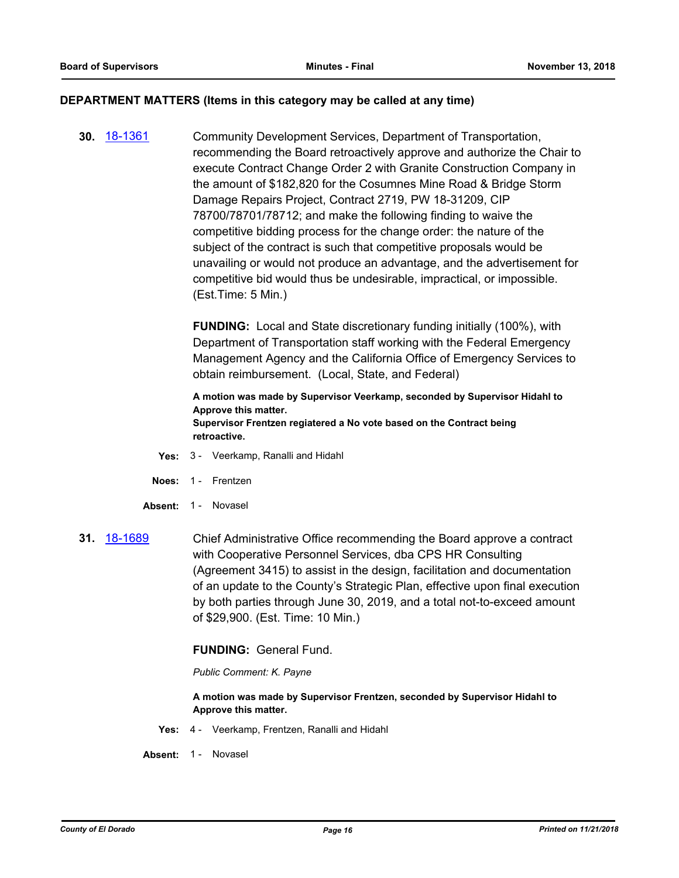## DEPARTMENT MATTERS (Items in this category may be called at any time)

**30.** [18-1361](18-1361) Community Development Services, Department of Transportation, recommending the Board retroactively approve and authorize the Chair to execute Contract Change Order 2 with Granite Construction Company in the amount of $182,820 for the Cosumnes Mine Road & Bridge Storm Damage Repairs Project, Contract 2719, PW 18-31209, CIP 78700/78701/78712; and make the following finding to waive the competitive bidding process for the change order: the nature of the subject of the contract is such that competitive proposals would be unavailing or would not produce an advantage, and the advertisement for competitive bid would thus be undesirable, impractical, or impossible. (Est.Time: 5 Min.)

**FUNDING:** Local and State discretionary funding initially (100%), with Department of Transportation staff working with the Federal Emergency Management Agency and the California Office of Emergency Services to obtain reimbursement. (Local, State, and Federal)

**A motion was made by Supervisor Veerkamp, seconded by Supervisor Hidahl to Approve this matter.**
**Supervisor Frentzen regiatered a No vote based on the Contract being retroactive.**

**Yes:** 3 - Veerkamp, Ranalli and Hidahl

**Noes:** 1 - Frentzen

**Absent:** 1 - Novasel

**31.** [18-1689](18-1689) Chief Administrative Office recommending the Board approve a contract with Cooperative Personnel Services, dba CPS HR Consulting (Agreement 3415) to assist in the design, facilitation and documentation of an update to the County's Strategic Plan, effective upon final execution by both parties through June 30, 2019, and a total not-to-exceed amount of $29,900. (Est. Time: 10 Min.)

**FUNDING:** General Fund.

*Public Comment: K. Payne*

**A motion was made by Supervisor Frentzen, seconded by Supervisor Hidahl to Approve this matter.**

**Yes:** 4 - Veerkamp, Frentzen, Ranalli and Hidahl

**Absent:** 1 - Novasel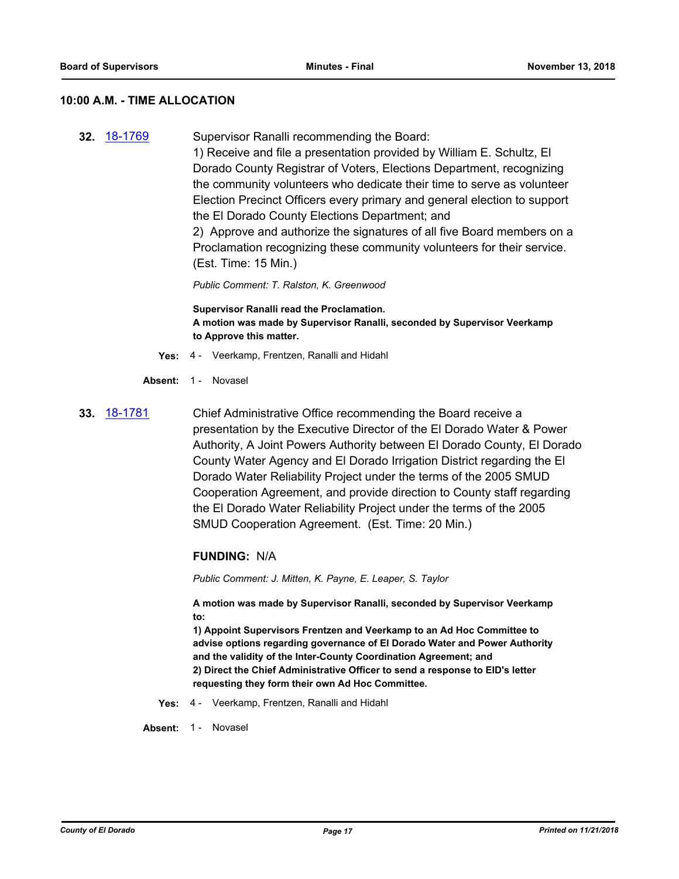## 10:00 A.M. - TIME ALLOCATION

**32.** [18-1769](18-1769) Supervisor Ranalli recommending the Board:

1) Receive and file a presentation provided by William E. Schultz, El Dorado County Registrar of Voters, Elections Department, recognizing the community volunteers who dedicate their time to serve as volunteer Election Precinct Officers every primary and general election to support the El Dorado County Elections Department; and

2) Approve and authorize the signatures of all five Board members on a Proclamation recognizing these community volunteers for their service. (Est. Time: 15 Min.)

*Public Comment: T. Ralston, K. Greenwood*

**Supervisor Ranalli read the Proclamation.**
**A motion was made by Supervisor Ranalli, seconded by Supervisor Veerkamp to Approve this matter.**

**Yes:** 4 - Veerkamp, Frentzen, Ranalli and Hidahl

**Absent:** 1 - Novasel

**33.** [18-1781](18-1781) Chief Administrative Office recommending the Board receive a presentation by the Executive Director of the El Dorado Water & Power Authority, A Joint Powers Authority between El Dorado County, El Dorado County Water Agency and El Dorado Irrigation District regarding the El Dorado Water Reliability Project under the terms of the 2005 SMUD Cooperation Agreement, and provide direction to County staff regarding the El Dorado Water Reliability Project under the terms of the 2005 SMUD Cooperation Agreement. (Est. Time: 20 Min.)

**FUNDING:** N/A

*Public Comment: J. Mitten, K. Payne, E. Leaper, S. Taylor*

**A motion was made by Supervisor Ranalli, seconded by Supervisor Veerkamp to:**
**1) Appoint Supervisors Frentzen and Veerkamp to an Ad Hoc Committee to advise options regarding governance of El Dorado Water and Power Authority and the validity of the Inter-County Coordination Agreement; and**
**2) Direct the Chief Administrative Officer to send a response to EID's letter requesting they form their own Ad Hoc Committee.**

**Yes:** 4 - Veerkamp, Frentzen, Ranalli and Hidahl

**Absent:** 1 - Novasel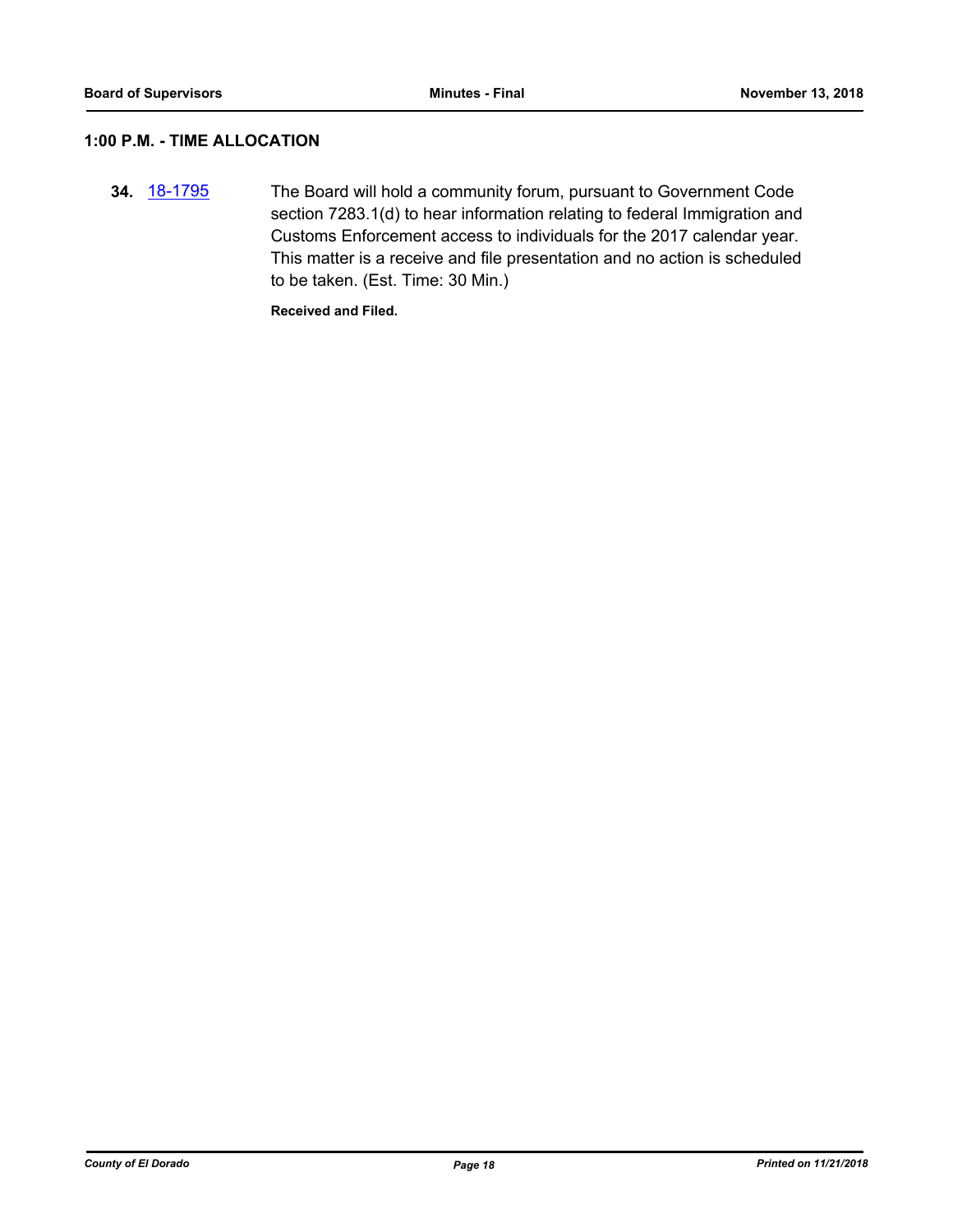## 1:00 P.M. - TIME ALLOCATION

**34.** 18-1795 The Board will hold a community forum, pursuant to Government Code section 7283.1(d) to hear information relating to federal Immigration and Customs Enforcement access to individuals for the 2017 calendar year. This matter is a receive and file presentation and no action is scheduled to be taken. (Est. Time: 30 Min.)

**Received and Filed.**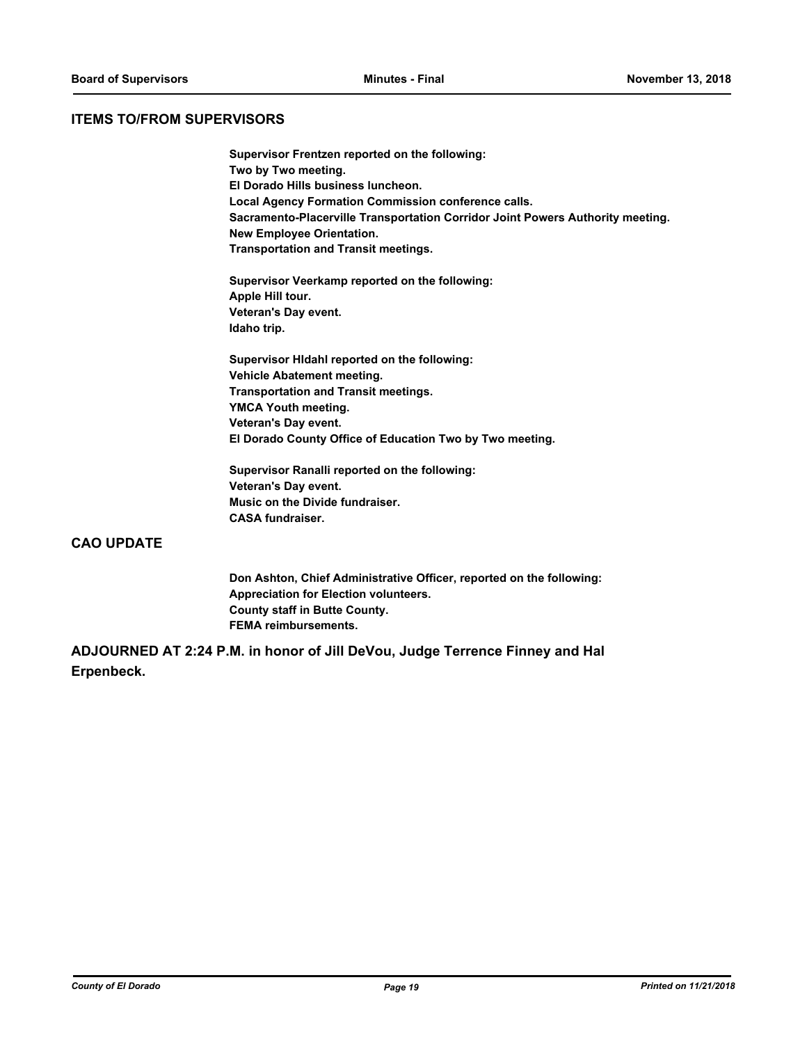## ITEMS TO/FROM SUPERVISORS

**Supervisor Frentzen reported on the following:**
**Two by Two meeting.**
**El Dorado Hills business luncheon.**
**Local Agency Formation Commission conference calls.**
**Sacramento-Placerville Transportation Corridor Joint Powers Authority meeting.**
**New Employee Orientation.**
**Transportation and Transit meetings.**

**Supervisor Veerkamp reported on the following:**
**Apple Hill tour.**
**Veteran's Day event.**
**Idaho trip.**

**Supervisor Hldahl reported on the following:**
**Vehicle Abatement meeting.**
**Transportation and Transit meetings.**
**YMCA Youth meeting.**
**Veteran's Day event.**
**El Dorado County Office of Education Two by Two meeting.**

**Supervisor Ranalli reported on the following:**
**Veteran's Day event.**
**Music on the Divide fundraiser.**
**CASA fundraiser.**

## CAO UPDATE

**Don Ashton, Chief Administrative Officer, reported on the following:**
**Appreciation for Election volunteers.**
**County staff in Butte County.**
**FEMA reimbursements.**

**ADJOURNED AT 2:24 P.M. in honor of Jill DeVou, Judge Terrence Finney and Hal Erpenbeck.**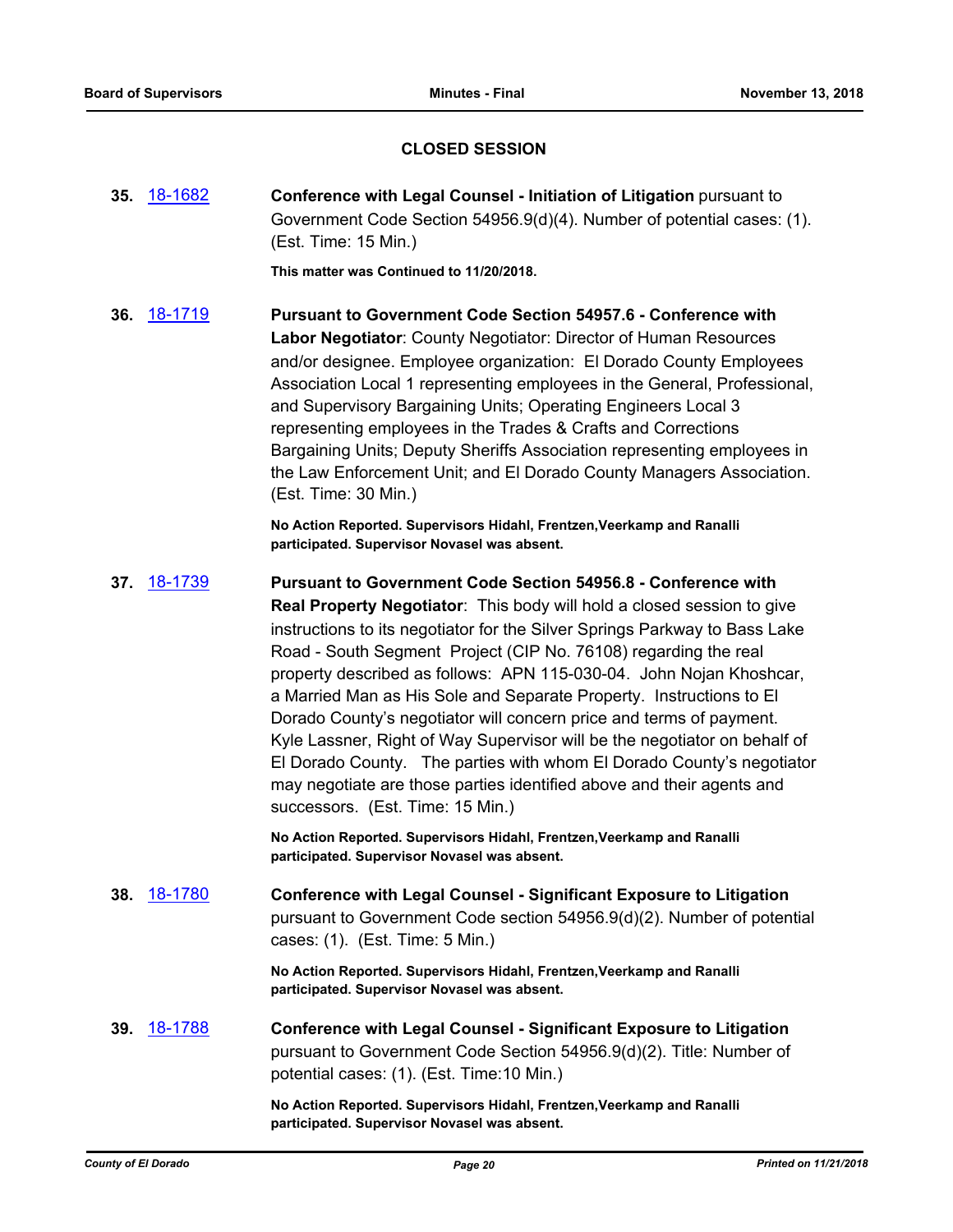## CLOSED SESSION

**35.** 18-1682 **Conference with Legal Counsel - Initiation of Litigation** pursuant to Government Code Section 54956.9(d)(4). Number of potential cases: (1). (Est. Time: 15 Min.)

**This matter was Continued to 11/20/2018.**

**36.** 18-1719 **Pursuant to Government Code Section 54957.6 - Conference with Labor Negotiator**: County Negotiator: Director of Human Resources and/or designee. Employee organization: El Dorado County Employees Association Local 1 representing employees in the General, Professional, and Supervisory Bargaining Units; Operating Engineers Local 3 representing employees in the Trades & Crafts and Corrections Bargaining Units; Deputy Sheriffs Association representing employees in the Law Enforcement Unit; and El Dorado County Managers Association. (Est. Time: 30 Min.)

**No Action Reported. Supervisors Hidahl, Frentzen,Veerkamp and Ranalli participated. Supervisor Novasel was absent.**

**37.** 18-1739 **Pursuant to Government Code Section 54956.8 - Conference with Real Property Negotiator**: This body will hold a closed session to give instructions to its negotiator for the Silver Springs Parkway to Bass Lake Road - South Segment Project (CIP No. 76108) regarding the real property described as follows: APN 115-030-04. John Nojan Khoshcar, a Married Man as His Sole and Separate Property. Instructions to El Dorado County's negotiator will concern price and terms of payment. Kyle Lassner, Right of Way Supervisor will be the negotiator on behalf of El Dorado County. The parties with whom El Dorado County's negotiator may negotiate are those parties identified above and their agents and successors. (Est. Time: 15 Min.)

**No Action Reported. Supervisors Hidahl, Frentzen,Veerkamp and Ranalli participated. Supervisor Novasel was absent.**

**38.** 18-1780 **Conference with Legal Counsel - Significant Exposure to Litigation** pursuant to Government Code section 54956.9(d)(2). Number of potential cases: (1). (Est. Time: 5 Min.)

**No Action Reported. Supervisors Hidahl, Frentzen,Veerkamp and Ranalli participated. Supervisor Novasel was absent.**

**39.** 18-1788 **Conference with Legal Counsel - Significant Exposure to Litigation** pursuant to Government Code Section 54956.9(d)(2). Title: Number of potential cases: (1). (Est. Time:10 Min.)

**No Action Reported. Supervisors Hidahl, Frentzen,Veerkamp and Ranalli participated. Supervisor Novasel was absent.**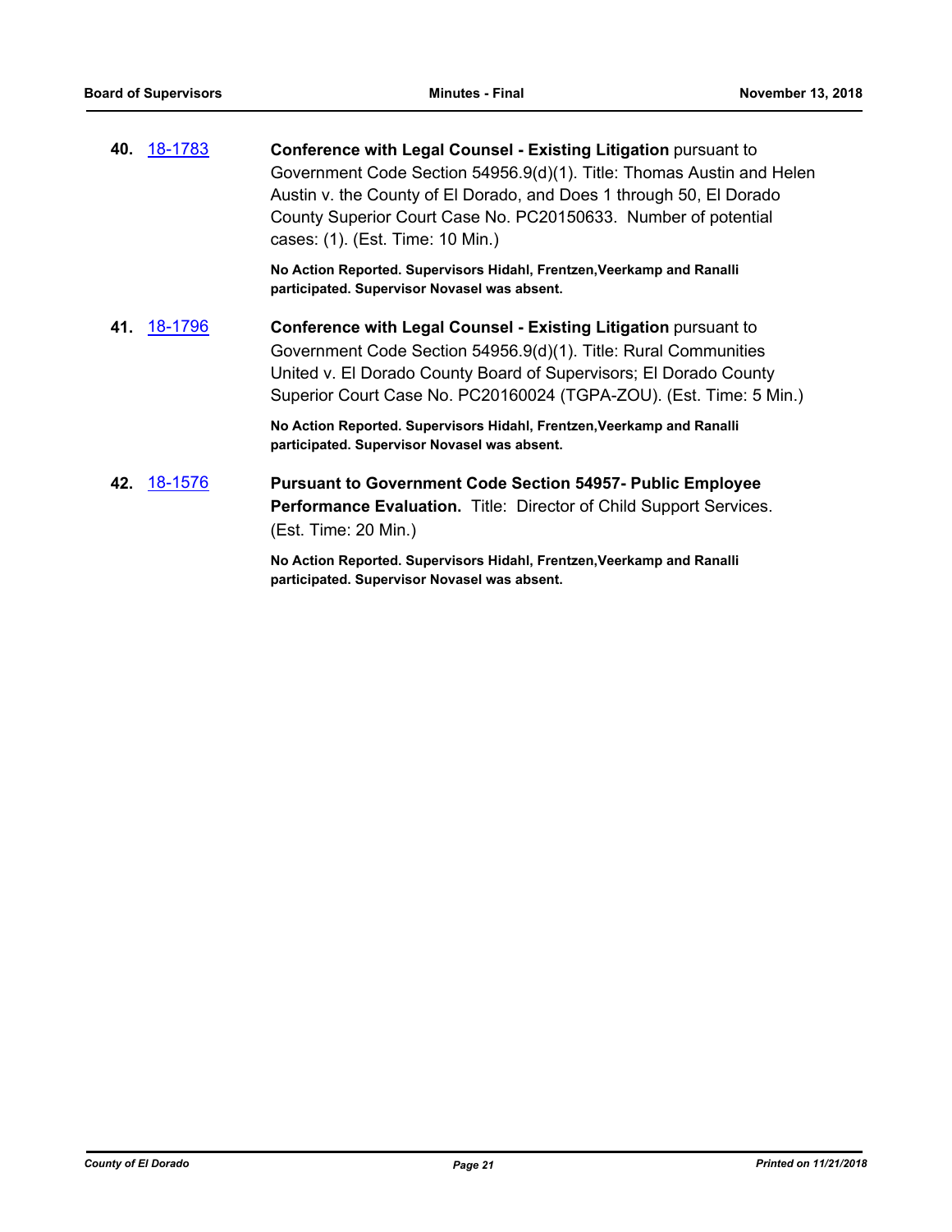**40.** 18-1783 **Conference with Legal Counsel - Existing Litigation** pursuant to Government Code Section 54956.9(d)(1). Title: Thomas Austin and Helen Austin v. the County of El Dorado, and Does 1 through 50, El Dorado County Superior Court Case No. PC20150633. Number of potential cases: (1). (Est. Time: 10 Min.)

**No Action Reported. Supervisors Hidahl, Frentzen,Veerkamp and Ranalli participated. Supervisor Novasel was absent.**

**41.** 18-1796 **Conference with Legal Counsel - Existing Litigation** pursuant to Government Code Section 54956.9(d)(1). Title: Rural Communities United v. El Dorado County Board of Supervisors; El Dorado County Superior Court Case No. PC20160024 (TGPA-ZOU). (Est. Time: 5 Min.)

**No Action Reported. Supervisors Hidahl, Frentzen,Veerkamp and Ranalli participated. Supervisor Novasel was absent.**

**42.** 18-1576 **Pursuant to Government Code Section 54957- Public Employee Performance Evaluation.** Title: Director of Child Support Services. (Est. Time: 20 Min.)

**No Action Reported. Supervisors Hidahl, Frentzen,Veerkamp and Ranalli participated. Supervisor Novasel was absent.**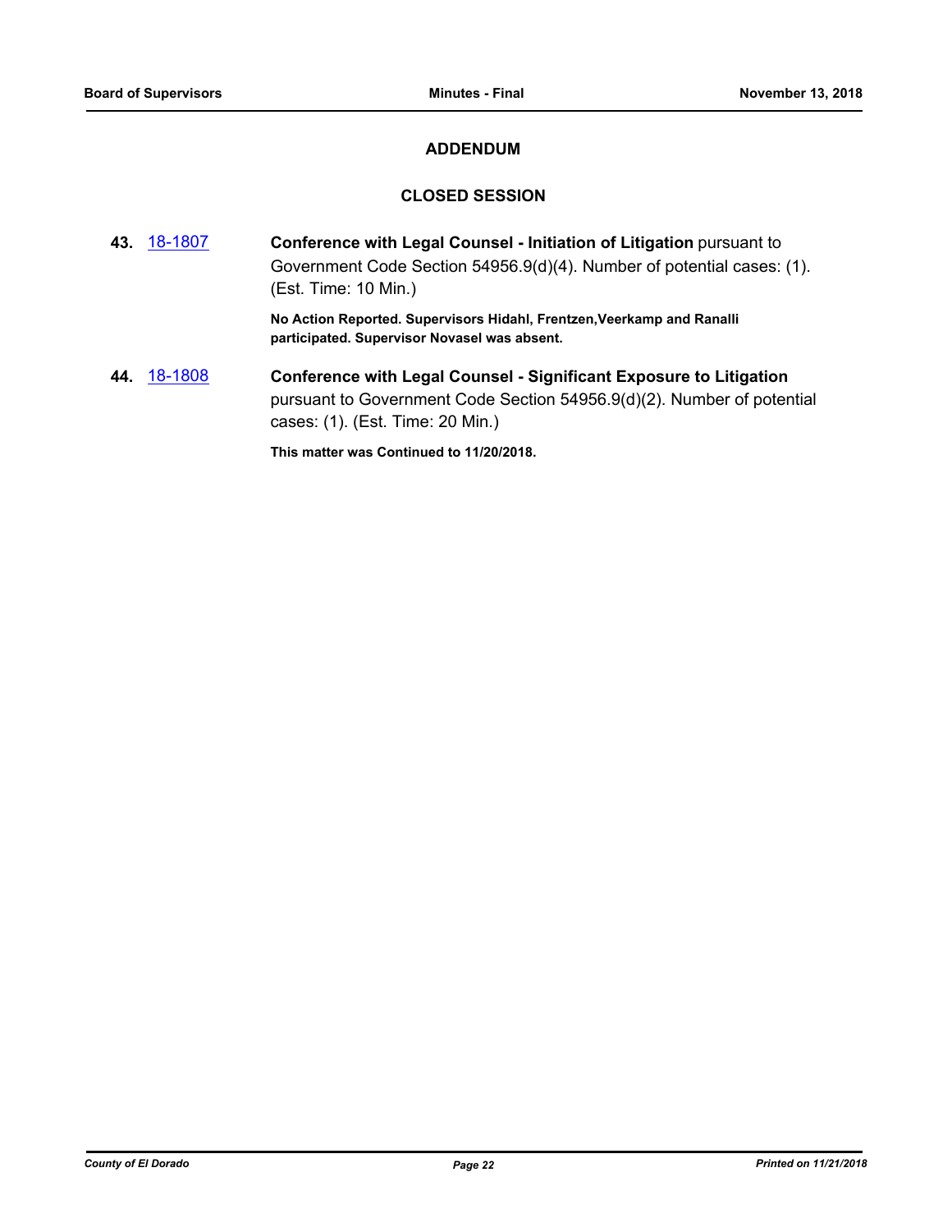## ADDENDUM

## CLOSED SESSION

**43.** 18-1807 **Conference with Legal Counsel - Initiation of Litigation** pursuant to Government Code Section 54956.9(d)(4). Number of potential cases: (1). (Est. Time: 10 Min.)

**No Action Reported. Supervisors Hidahl, Frentzen,Veerkamp and Ranalli participated. Supervisor Novasel was absent.**

**44.** 18-1808 **Conference with Legal Counsel - Significant Exposure to Litigation** pursuant to Government Code Section 54956.9(d)(2). Number of potential cases: (1). (Est. Time: 20 Min.)

**This matter was Continued to 11/20/2018.**